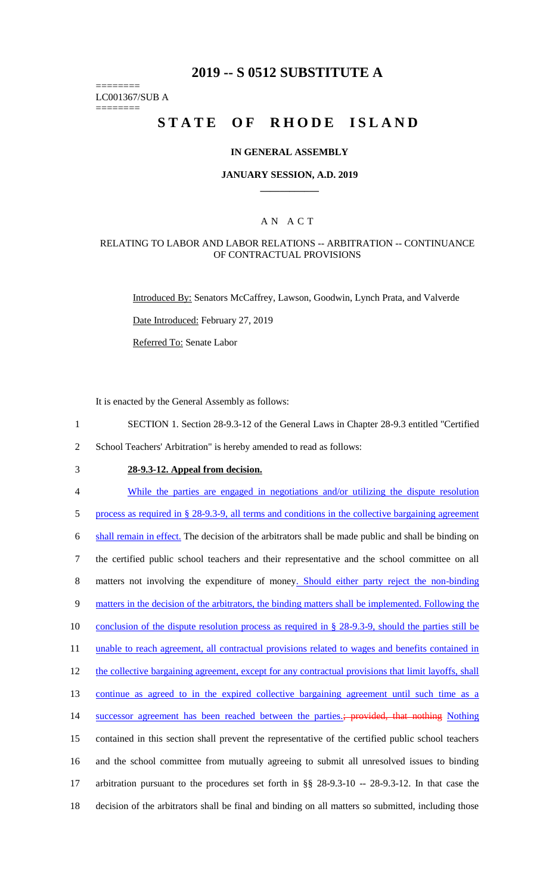# 2019 -- S 0512 SUBSTITUTE A

========
LC001367/SUB A
========

# STATE OF RHODE ISLAND

## IN GENERAL ASSEMBLY

### JANUARY SESSION, A.D. 2019

## A N A C T

### RELATING TO LABOR AND LABOR RELATIONS -- ARBITRATION -- CONTINUANCE OF CONTRACTUAL PROVISIONS

Introduced By: Senators McCaffrey, Lawson, Goodwin, Lynch Prata, and Valverde

Date Introduced: February 27, 2019

Referred To: Senate Labor

It is enacted by the General Assembly as follows:

1 SECTION 1. Section 28-9.3-12 of the General Laws in Chapter 28-9.3 entitled "Certified
2 School Teachers' Arbitration" is hereby amended to read as follows:

3 **28-9.3-12. Appeal from decision.**

4 While the parties are engaged in negotiations and/or utilizing the dispute resolution
5 process as required in § 28-9.3-9, all terms and conditions in the collective bargaining agreement
6 shall remain in effect. The decision of the arbitrators shall be made public and shall be binding on
7 the certified public school teachers and their representative and the school committee on all
8 matters not involving the expenditure of money. Should either party reject the non-binding
9 matters in the decision of the arbitrators, the binding matters shall be implemented. Following the
10 conclusion of the dispute resolution process as required in § 28-9.3-9, should the parties still be
11 unable to reach agreement, all contractual provisions related to wages and benefits contained in
12 the collective bargaining agreement, except for any contractual provisions that limit layoffs, shall
13 continue as agreed to in the expired collective bargaining agreement until such time as a
14 successor agreement has been reached between the parties.~~; provided, that nothing~~ Nothing
15 contained in this section shall prevent the representative of the certified public school teachers
16 and the school committee from mutually agreeing to submit all unresolved issues to binding
17 arbitration pursuant to the procedures set forth in §§ 28-9.3-10 -- 28-9.3-12. In that case the
18 decision of the arbitrators shall be final and binding on all matters so submitted, including those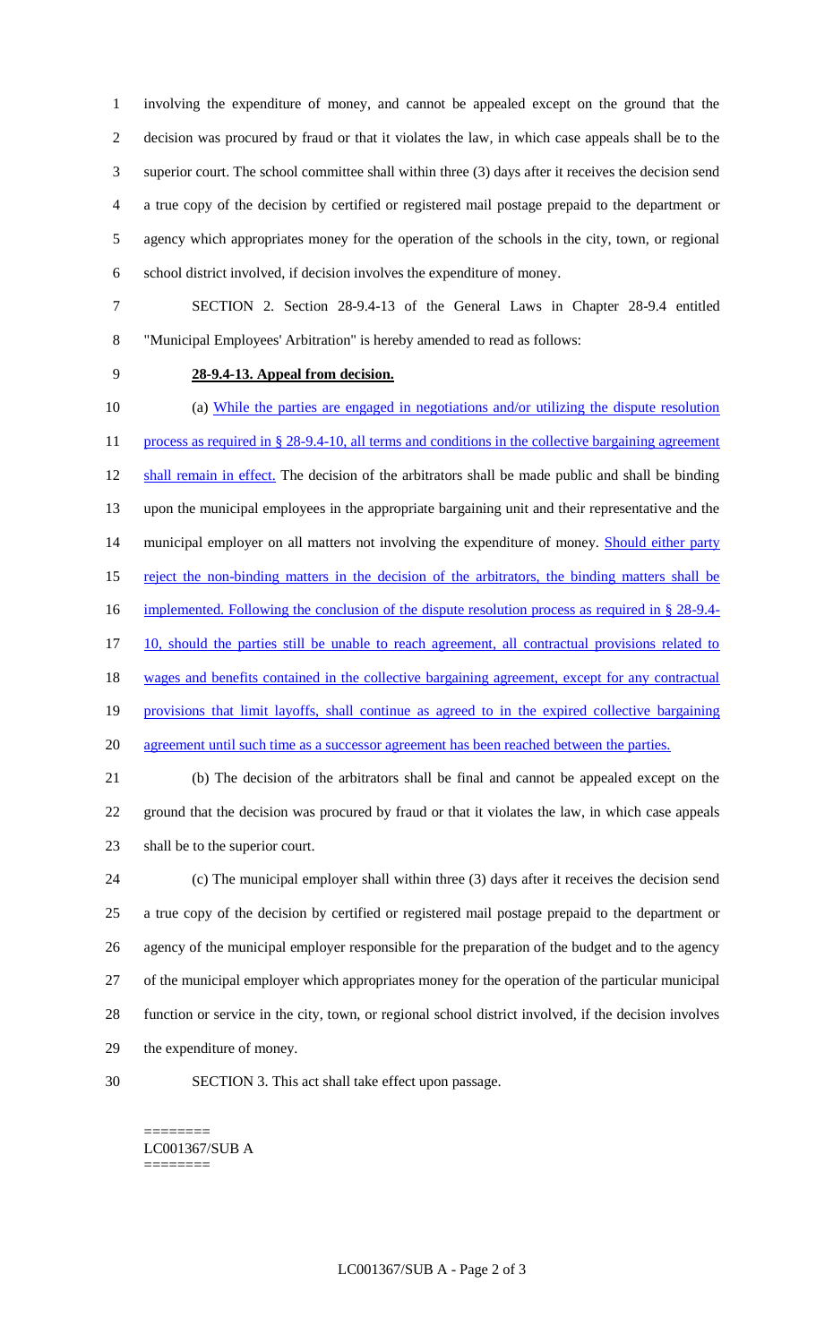involving the expenditure of money, and cannot be appealed except on the ground that the decision was procured by fraud or that it violates the law, in which case appeals shall be to the superior court. The school committee shall within three (3) days after it receives the decision send a true copy of the decision by certified or registered mail postage prepaid to the department or agency which appropriates money for the operation of the schools in the city, town, or regional school district involved, if decision involves the expenditure of money.

SECTION 2. Section 28-9.4-13 of the General Laws in Chapter 28-9.4 entitled "Municipal Employees' Arbitration" is hereby amended to read as follows:

**28-9.4-13. Appeal from decision.**

(a) While the parties are engaged in negotiations and/or utilizing the dispute resolution process as required in § 28-9.4-10, all terms and conditions in the collective bargaining agreement shall remain in effect. The decision of the arbitrators shall be made public and shall be binding upon the municipal employees in the appropriate bargaining unit and their representative and the municipal employer on all matters not involving the expenditure of money. Should either party reject the non-binding matters in the decision of the arbitrators, the binding matters shall be implemented. Following the conclusion of the dispute resolution process as required in § 28-9.4-10, should the parties still be unable to reach agreement, all contractual provisions related to wages and benefits contained in the collective bargaining agreement, except for any contractual provisions that limit layoffs, shall continue as agreed to in the expired collective bargaining agreement until such time as a successor agreement has been reached between the parties.

(b) The decision of the arbitrators shall be final and cannot be appealed except on the ground that the decision was procured by fraud or that it violates the law, in which case appeals shall be to the superior court.

(c) The municipal employer shall within three (3) days after it receives the decision send a true copy of the decision by certified or registered mail postage prepaid to the department or agency of the municipal employer responsible for the preparation of the budget and to the agency of the municipal employer which appropriates money for the operation of the particular municipal function or service in the city, town, or regional school district involved, if the decision involves the expenditure of money.

SECTION 3. This act shall take effect upon passage.

========
LC001367/SUB A
========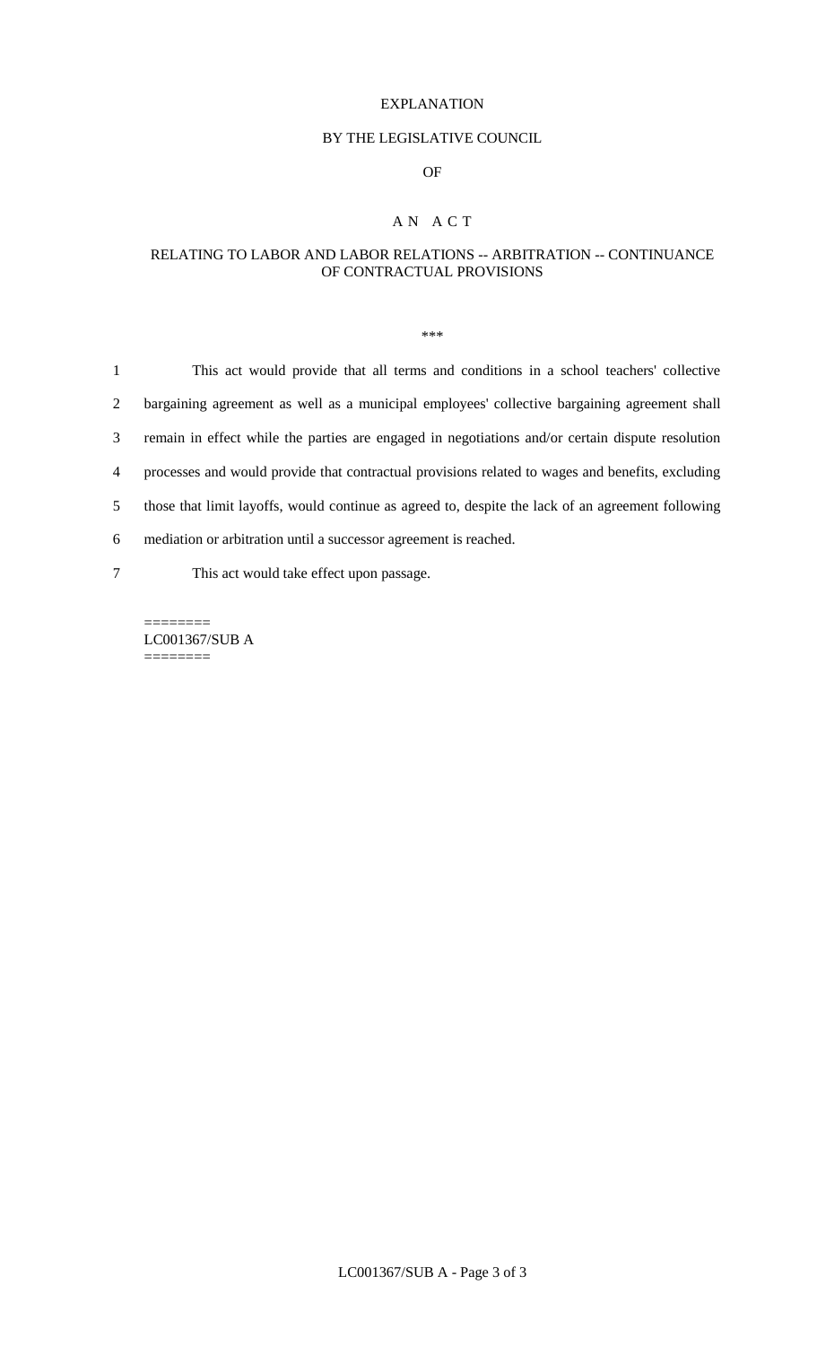EXPLANATION

BY THE LEGISLATIVE COUNCIL

OF

A N A C T

RELATING TO LABOR AND LABOR RELATIONS -- ARBITRATION -- CONTINUANCE OF CONTRACTUAL PROVISIONS

\*\*\*

1 This act would provide that all terms and conditions in a school teachers' collective
2 bargaining agreement as well as a municipal employees' collective bargaining agreement shall
3 remain in effect while the parties are engaged in negotiations and/or certain dispute resolution
4 processes and would provide that contractual provisions related to wages and benefits, excluding
5 those that limit layoffs, would continue as agreed to, despite the lack of an agreement following
6 mediation or arbitration until a successor agreement is reached.
7 This act would take effect upon passage.

========
LC001367/SUB A
========